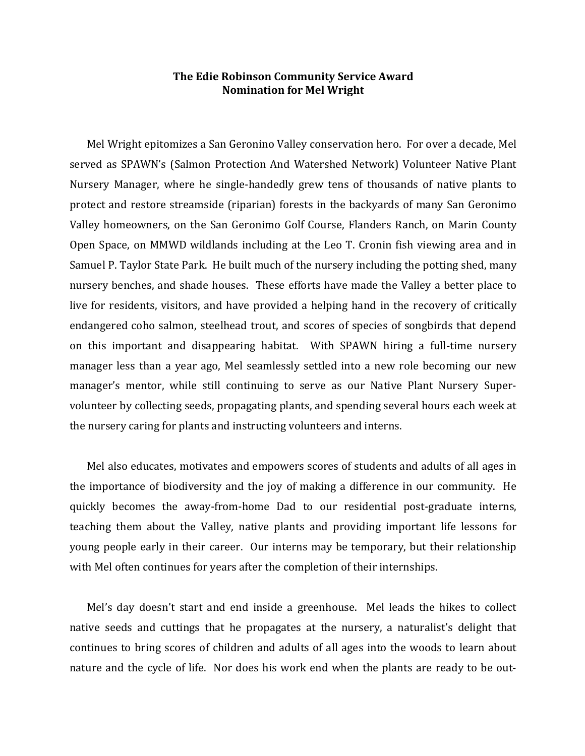**The Edie Robinson Community Service Award**
**Nomination for Mel Wright**

Mel Wright epitomizes a San Geronino Valley conservation hero. For over a decade, Mel served as SPAWN's (Salmon Protection And Watershed Network) Volunteer Native Plant Nursery Manager, where he single-handedly grew tens of thousands of native plants to protect and restore streamside (riparian) forests in the backyards of many San Geronimo Valley homeowners, on the San Geronimo Golf Course, Flanders Ranch, on Marin County Open Space, on MMWD wildlands including at the Leo T. Cronin fish viewing area and in Samuel P. Taylor State Park. He built much of the nursery including the potting shed, many nursery benches, and shade houses. These efforts have made the Valley a better place to live for residents, visitors, and have provided a helping hand in the recovery of critically endangered coho salmon, steelhead trout, and scores of species of songbirds that depend on this important and disappearing habitat. With SPAWN hiring a full-time nursery manager less than a year ago, Mel seamlessly settled into a new role becoming our new manager's mentor, while still continuing to serve as our Native Plant Nursery Super-volunteer by collecting seeds, propagating plants, and spending several hours each week at the nursery caring for plants and instructing volunteers and interns.

Mel also educates, motivates and empowers scores of students and adults of all ages in the importance of biodiversity and the joy of making a difference in our community. He quickly becomes the away-from-home Dad to our residential post-graduate interns, teaching them about the Valley, native plants and providing important life lessons for young people early in their career. Our interns may be temporary, but their relationship with Mel often continues for years after the completion of their internships.

Mel's day doesn't start and end inside a greenhouse. Mel leads the hikes to collect native seeds and cuttings that he propagates at the nursery, a naturalist's delight that continues to bring scores of children and adults of all ages into the woods to learn about nature and the cycle of life. Nor does his work end when the plants are ready to be out-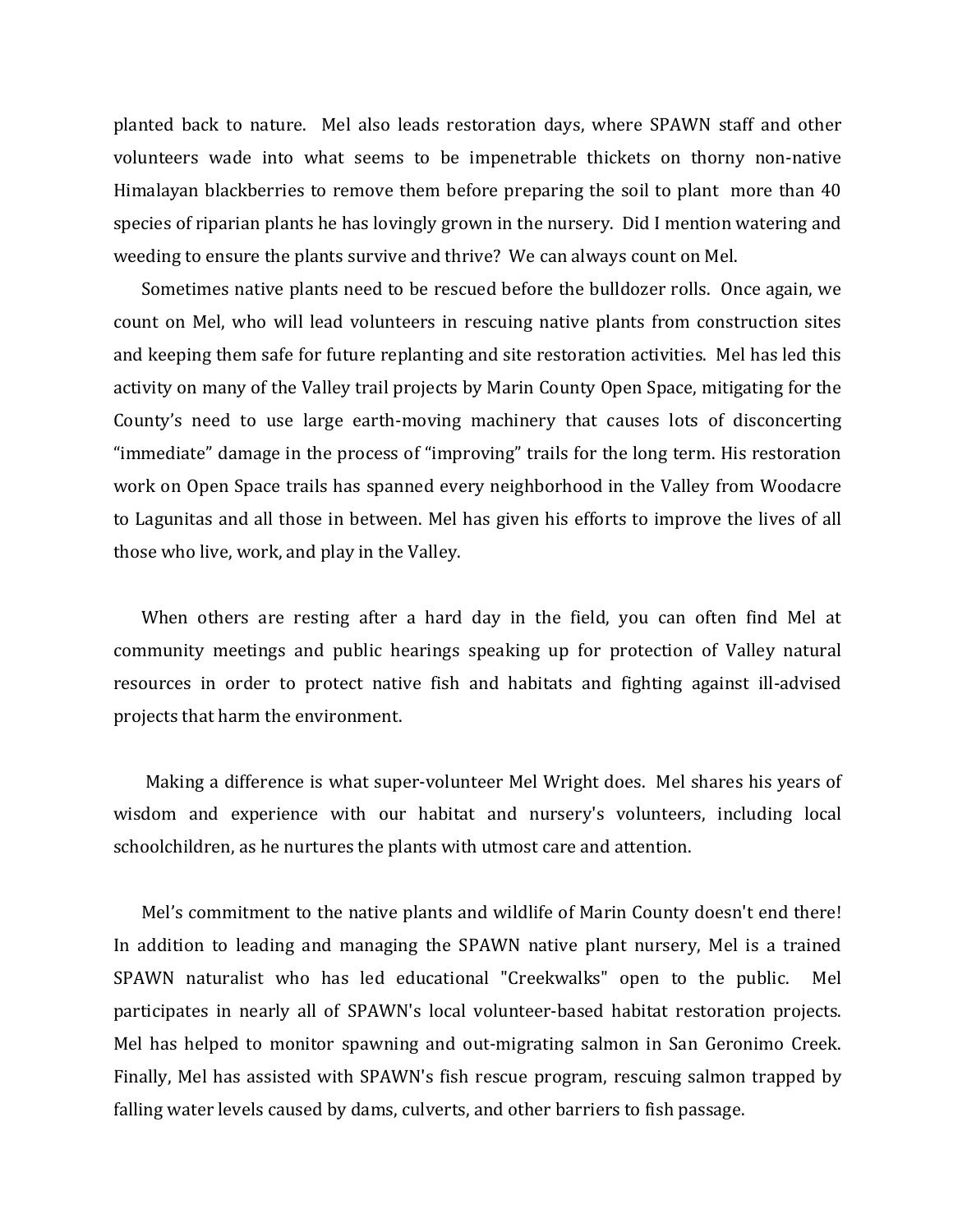planted back to nature. Mel also leads restoration days, where SPAWN staff and other volunteers wade into what seems to be impenetrable thickets on thorny non-native Himalayan blackberries to remove them before preparing the soil to plant more than 40 species of riparian plants he has lovingly grown in the nursery. Did I mention watering and weeding to ensure the plants survive and thrive? We can always count on Mel.

Sometimes native plants need to be rescued before the bulldozer rolls. Once again, we count on Mel, who will lead volunteers in rescuing native plants from construction sites and keeping them safe for future replanting and site restoration activities. Mel has led this activity on many of the Valley trail projects by Marin County Open Space, mitigating for the County's need to use large earth-moving machinery that causes lots of disconcerting "immediate" damage in the process of "improving" trails for the long term. His restoration work on Open Space trails has spanned every neighborhood in the Valley from Woodacre to Lagunitas and all those in between. Mel has given his efforts to improve the lives of all those who live, work, and play in the Valley.

When others are resting after a hard day in the field, you can often find Mel at community meetings and public hearings speaking up for protection of Valley natural resources in order to protect native fish and habitats and fighting against ill-advised projects that harm the environment.

Making a difference is what super-volunteer Mel Wright does. Mel shares his years of wisdom and experience with our habitat and nursery's volunteers, including local schoolchildren, as he nurtures the plants with utmost care and attention.

Mel's commitment to the native plants and wildlife of Marin County doesn't end there! In addition to leading and managing the SPAWN native plant nursery, Mel is a trained SPAWN naturalist who has led educational "Creekwalks" open to the public. Mel participates in nearly all of SPAWN's local volunteer-based habitat restoration projects. Mel has helped to monitor spawning and out-migrating salmon in San Geronimo Creek. Finally, Mel has assisted with SPAWN's fish rescue program, rescuing salmon trapped by falling water levels caused by dams, culverts, and other barriers to fish passage.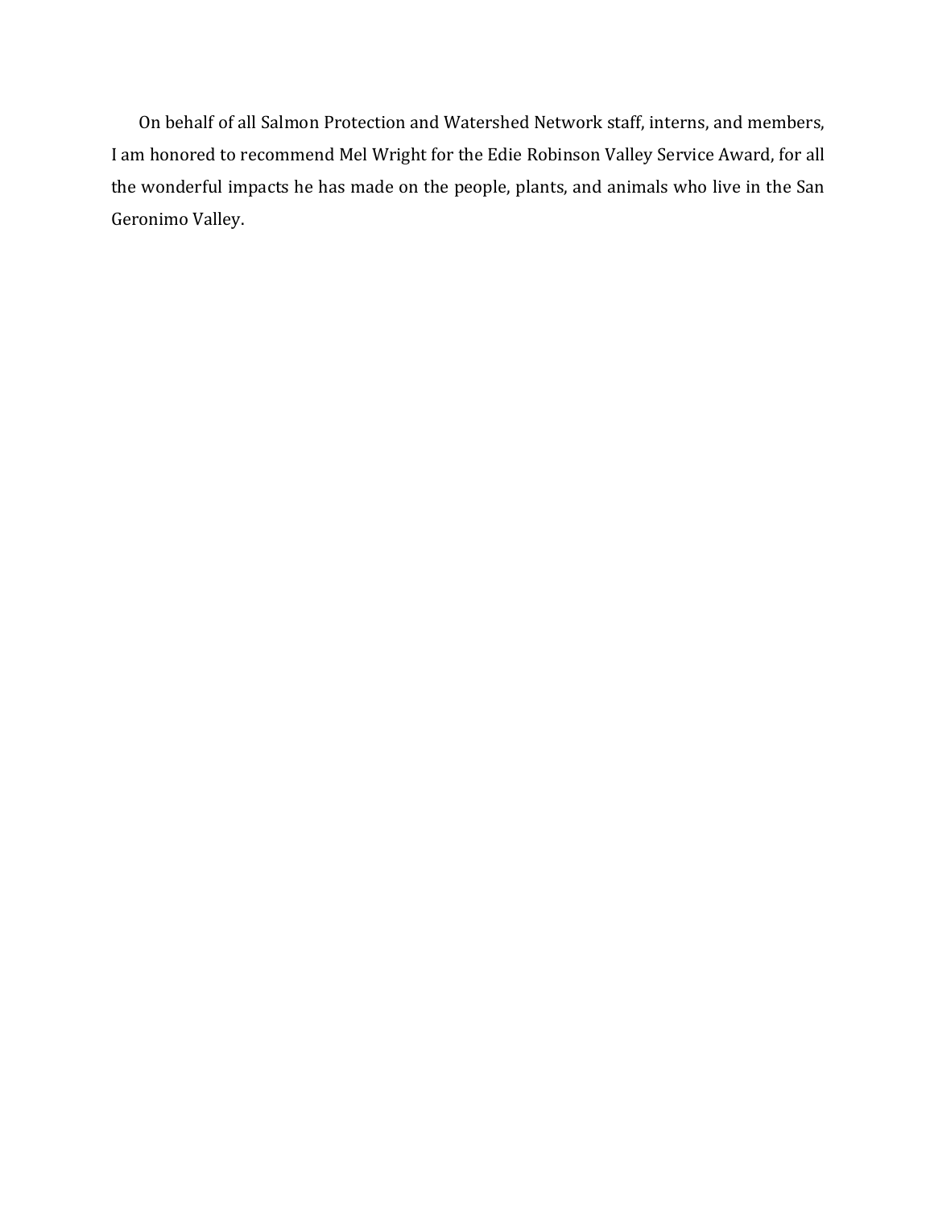On behalf of all Salmon Protection and Watershed Network staff, interns, and members, I am honored to recommend Mel Wright for the Edie Robinson Valley Service Award, for all the wonderful impacts he has made on the people, plants, and animals who live in the San Geronimo Valley.